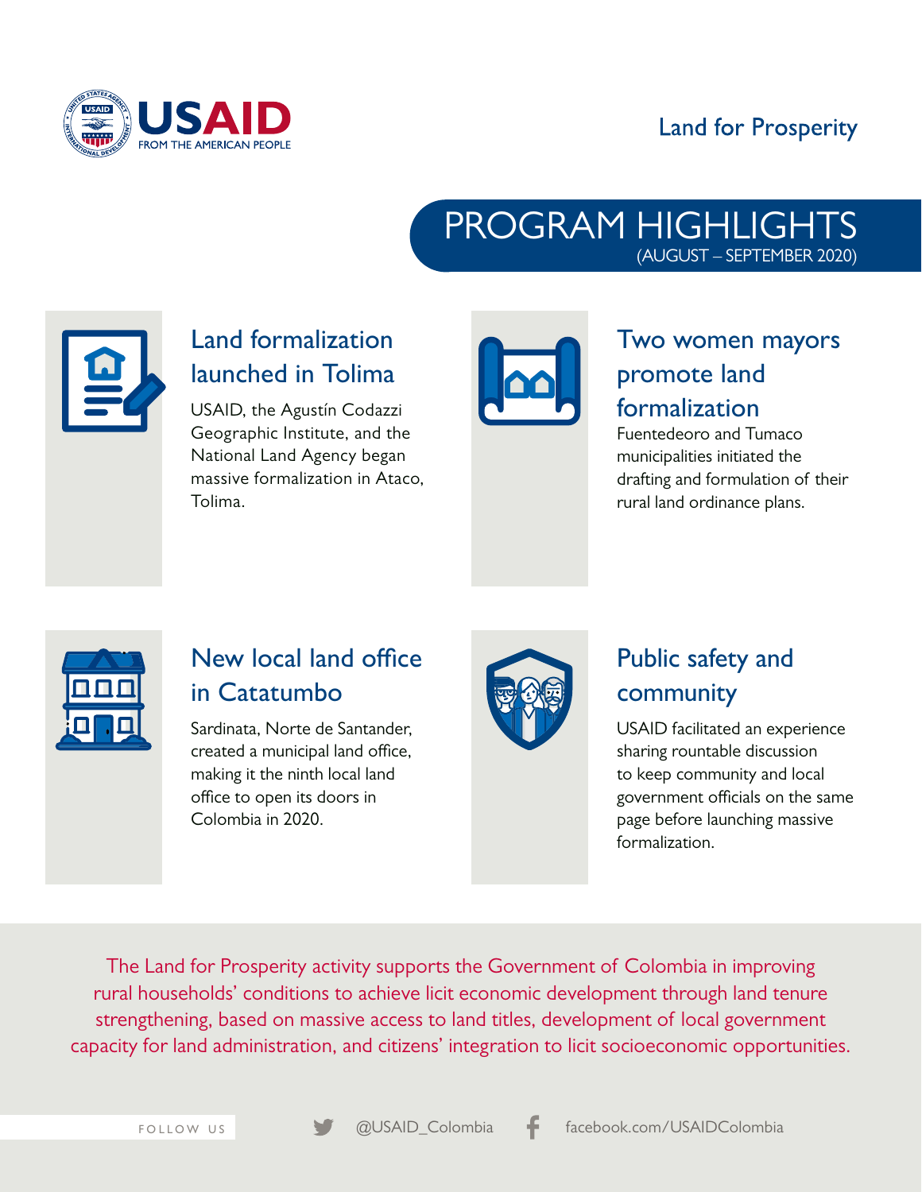USAID
FROM THE AMERICAN PEOPLE

Land for Prosperity

# PROGRAM HIGHLIGHTS
(AUGUST – SEPTEMBER 2020)

## Land formalization launched in Tolima

USAID, the Agustín Codazzi Geographic Institute, and the National Land Agency began massive formalization in Ataco, Tolima.

## Two women mayors promote land formalization

Fuentedeoro and Tumaco municipalities initiated the drafting and formulation of their rural land ordinance plans.

## New local land office in Catatumbo

Sardinata, Norte de Santander, created a municipal land office, making it the ninth local land office to open its doors in Colombia in 2020.

## Public safety and community

USAID facilitated an experience sharing rountable discussion to keep community and local government officials on the same page before launching massive formalization.

The Land for Prosperity activity supports the Government of Colombia in improving rural households' conditions to achieve licit economic development through land tenure strengthening, based on massive access to land titles, development of local government capacity for land administration, and citizens' integration to licit socioeconomic opportunities.

FOLLOW US @USAID_Colombia facebook.com/USAIDColombia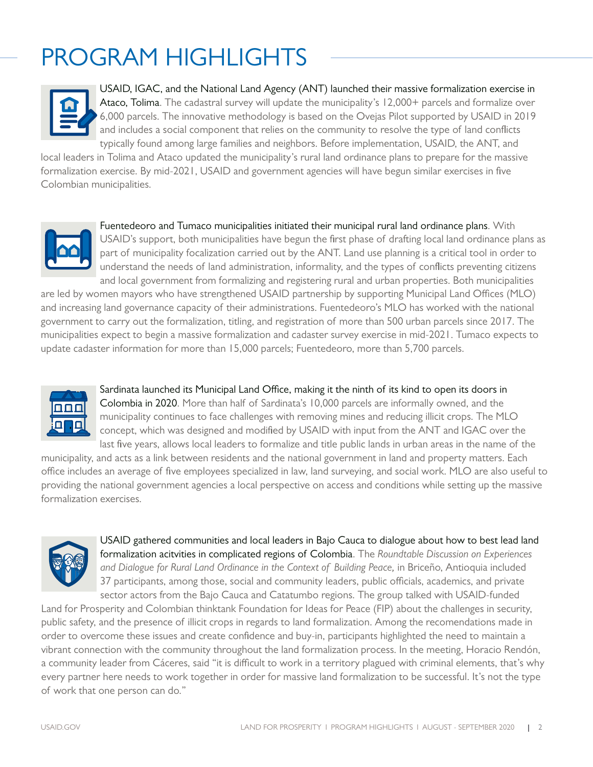# PROGRAM HIGHLIGHTS

USAID, IGAC, and the National Land Agency (ANT) launched their massive formalization exercise in Ataco, Tolima. The cadastral survey will update the municipality's 12,000+ parcels and formalize over 6,000 parcels. The innovative methodology is based on the Ovejas Pilot supported by USAID in 2019 and includes a social component that relies on the community to resolve the type of land conflicts typically found among large families and neighbors. Before implementation, USAID, the ANT, and local leaders in Tolima and Ataco updated the municipality's rural land ordinance plans to prepare for the massive formalization exercise. By mid-2021, USAID and government agencies will have begun similar exercises in five Colombian municipalities.

Fuentedeoro and Tumaco municipalities initiated their municipal rural land ordinance plans. With USAID's support, both municipalities have begun the first phase of drafting local land ordinance plans as part of municipality focalization carried out by the ANT. Land use planning is a critical tool in order to understand the needs of land administration, informality, and the types of conflicts preventing citizens and local government from formalizing and registering rural and urban properties. Both municipalities are led by women mayors who have strengthened USAID partnership by supporting Municipal Land Offices (MLO) and increasing land governance capacity of their administrations. Fuentedeoro's MLO has worked with the national government to carry out the formalization, titling, and registration of more than 500 urban parcels since 2017. The municipalities expect to begin a massive formalization and cadaster survey exercise in mid-2021. Tumaco expects to update cadaster information for more than 15,000 parcels; Fuentedeoro, more than 5,700 parcels.

Sardinata launched its Municipal Land Office, making it the ninth of its kind to open its doors in Colombia in 2020. More than half of Sardinata's 10,000 parcels are informally owned, and the municipality continues to face challenges with removing mines and reducing illicit crops. The MLO concept, which was designed and modified by USAID with input from the ANT and IGAC over the last five years, allows local leaders to formalize and title public lands in urban areas in the name of the municipality, and acts as a link between residents and the national government in land and property matters. Each office includes an average of five employees specialized in law, land surveying, and social work. MLO are also useful to providing the national government agencies a local perspective on access and conditions while setting up the massive formalization exercises.

USAID gathered communities and local leaders in Bajo Cauca to dialogue about how to best lead land formalization acitvities in complicated regions of Colombia. The *Roundtable Discussion on Experiences and Dialogue for Rural Land Ordinance in the Context of Building Peace,* in Briceño, Antioquia included 37 participants, among those, social and community leaders, public officials, academics, and private sector actors from the Bajo Cauca and Catatumbo regions. The group talked with USAID-funded Land for Prosperity and Colombian thinktank Foundation for Ideas for Peace (FIP) about the challenges in security, public safety, and the presence of illicit crops in regards to land formalization. Among the recomendations made in order to overcome these issues and create confidence and buy-in, participants highlighted the need to maintain a vibrant connection with the community throughout the land formalization process. In the meeting, Horacio Rendón, a community leader from Cáceres, said "it is difficult to work in a territory plagued with criminal elements, that's why every partner here needs to work together in order for massive land formalization to be successful. It's not the type of work that one person can do."